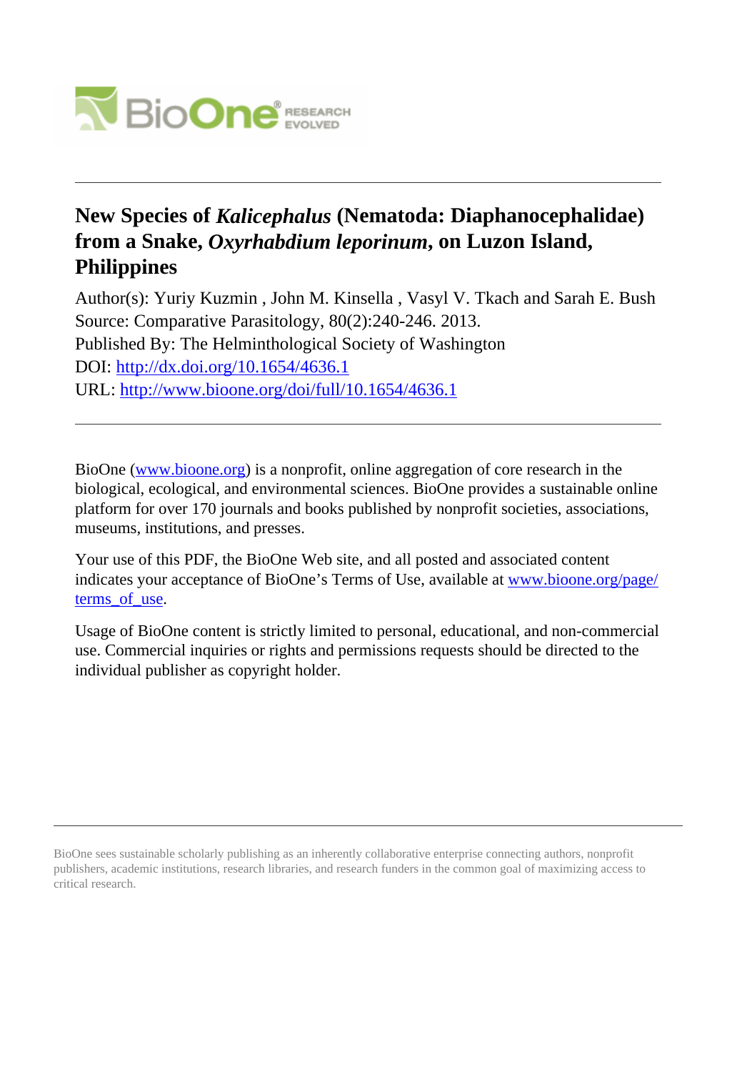# New Species of *Kalicephalus* (Nematoda: Diaphanocephalidae) from a Snake, *Oxyrhabdium leporinum*, on Luzon Island, Philippines

Author(s): Yuriy Kuzmin , John M. Kinsella , Vasyl V. Tkach and Sarah E. Bush
Source: Comparative Parasitology, 80(2):240-246. 2013.
Published By: The Helminthological Society of Washington
DOI: http://dx.doi.org/10.1654/4636.1
URL: http://www.bioone.org/doi/full/10.1654/4636.1

BioOne (www.bioone.org) is a nonprofit, online aggregation of core research in the biological, ecological, and environmental sciences. BioOne provides a sustainable online platform for over 170 journals and books published by nonprofit societies, associations, museums, institutions, and presses.

Your use of this PDF, the BioOne Web site, and all posted and associated content indicates your acceptance of BioOne's Terms of Use, available at www.bioone.org/page/terms_of_use.

Usage of BioOne content is strictly limited to personal, educational, and non-commercial use. Commercial inquiries or rights and permissions requests should be directed to the individual publisher as copyright holder.

BioOne sees sustainable scholarly publishing as an inherently collaborative enterprise connecting authors, nonprofit publishers, academic institutions, research libraries, and research funders in the common goal of maximizing access to critical research.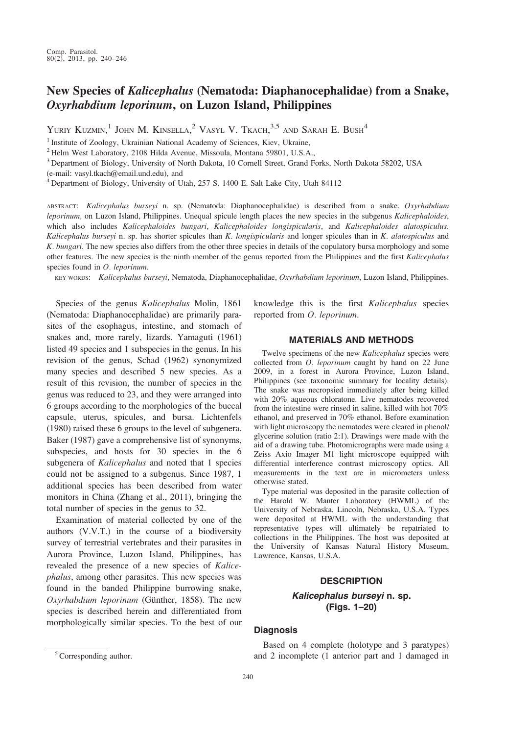# New Species of *Kalicephalus* (Nematoda: Diaphanocephalidae) from a Snake, *Oxyrhabdium leporinum*, on Luzon Island, Philippines

Yuriy Kuzmin,[1] John M. Kinsella,[2] Vasyl V. Tkach,[3,5] and Sarah E. Bush[4]

[1] Institute of Zoology, Ukrainian National Academy of Sciences, Kiev, Ukraine,

[2] Helm West Laboratory, 2108 Hilda Avenue, Missoula, Montana 59801, U.S.A.,

[3] Department of Biology, University of North Dakota, 10 Cornell Street, Grand Forks, North Dakota 58202, USA (e-mail: vasyl.tkach@email.und.edu), and

[4] Department of Biology, University of Utah, 257 S. 1400 E. Salt Lake City, Utah 84112

ABSTRACT: *Kalicephalus burseyi* n. sp. (Nematoda: Diaphanocephalidae) is described from a snake, *Oxyrhabdium leporinum,* on Luzon Island, Philippines. Unequal spicule length places the new species in the subgenus *Kalicephaloides*, which also includes *Kalicephaloides bungari*, *Kalicephaloides longispicularis*, and *Kalicephaloides alatospiculus*. *Kalicephalus burseyi* n. sp. has shorter spicules than *K. longispicularis* and longer spicules than in *K. alatospiculus* and *K. bungari*. The new species also differs from the other three species in details of the copulatory bursa morphology and some other features. The new species is the ninth member of the genus reported from the Philippines and the first *Kalicephalus* species found in *O. leporinum*.

KEY WORDS: *Kalicephalus burseyi*, Nematoda, Diaphanocephalidae, *Oxyrhabdium leporinum*, Luzon Island, Philippines.

Species of the genus *Kalicephalus* Molin, 1861 (Nematoda: Diaphanocephalidae) are primarily parasites of the esophagus, intestine, and stomach of snakes and, more rarely, lizards. Yamaguti (1961) listed 49 species and 1 subspecies in the genus. In his revision of the genus, Schad (1962) synonymized many species and described 5 new species. As a result of this revision, the number of species in the genus was reduced to 23, and they were arranged into 6 groups according to the morphologies of the buccal capsule, uterus, spicules, and bursa. Lichtenfels (1980) raised these 6 groups to the level of subgenera. Baker (1987) gave a comprehensive list of synonyms, subspecies, and hosts for 30 species in the 6 subgenera of *Kalicephalus* and noted that 1 species could not be assigned to a subgenus. Since 1987, 1 additional species has been described from water monitors in China (Zhang et al., 2011), bringing the total number of species in the genus to 32.

Examination of material collected by one of the authors (V.V.T.) in the course of a biodiversity survey of terrestrial vertebrates and their parasites in Aurora Province, Luzon Island, Philippines, has revealed the presence of a new species of *Kalicephalus*, among other parasites. This new species was found in the banded Philippine burrowing snake, *Oxyrhabdium leporinum* (Günther, 1858). The new species is described herein and differentiated from morphologically similar species. To the best of our knowledge this is the first *Kalicephalus* species reported from *O. leporinum*.

[5] Corresponding author.

## MATERIALS AND METHODS

Twelve specimens of the new *Kalicephalus* species were collected from *O. leporinum* caught by hand on 22 June 2009, in a forest in Aurora Province, Luzon Island, Philippines (see taxonomic summary for locality details). The snake was necropsied immediately after being killed with 20% aqueous chloratone. Live nematodes recovered from the intestine were rinsed in saline, killed with hot 70% ethanol, and preserved in 70% ethanol. Before examination with light microscopy the nematodes were cleared in phenol/glycerine solution (ratio 2:1). Drawings were made with the aid of a drawing tube. Photomicrographs were made using a Zeiss Axio Imager M1 light microscope equipped with differential interference contrast microscopy optics. All measurements in the text are in micrometers unless otherwise stated.

Type material was deposited in the parasite collection of the Harold W. Manter Laboratory (HWML) of the University of Nebraska, Lincoln, Nebraska, U.S.A. Types were deposited at HWML with the understanding that representative types will ultimately be repatriated to collections in the Philippines. The host was deposited at the University of Kansas Natural History Museum, Lawrence, Kansas, U.S.A.

## DESCRIPTION

### *Kalicephalus burseyi* n. sp. (Figs. 1–20)

### Diagnosis

Based on 4 complete (holotype and 3 paratypes) and 2 incomplete (1 anterior part and 1 damaged in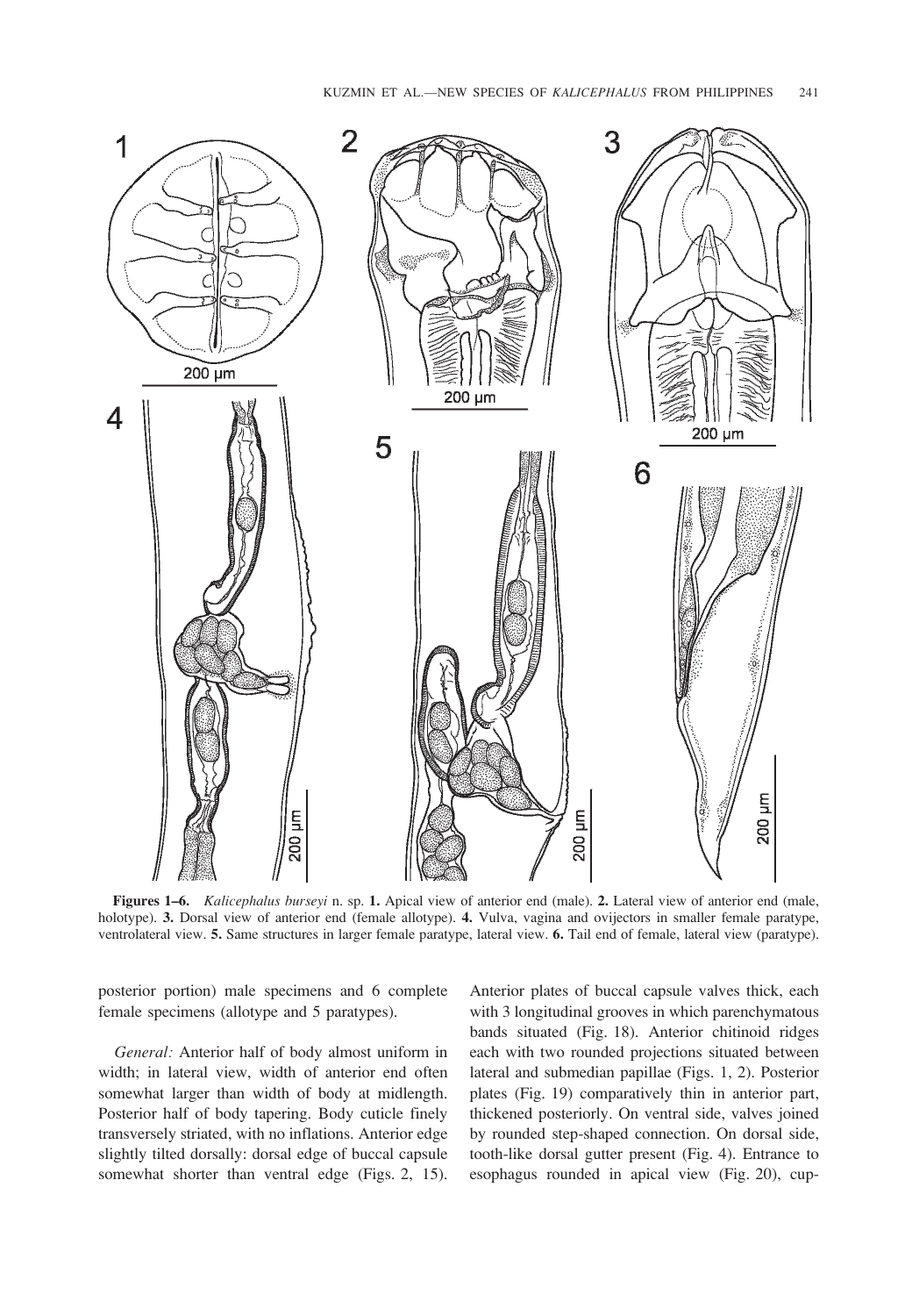**Figures 1–6.** *Kalicephalus burseyi* n. sp. **1.** Apical view of anterior end (male). **2.** Lateral view of anterior end (male, holotype). **3.** Dorsal view of anterior end (female allotype). **4.** Vulva, vagina and ovijectors in smaller female paratype, ventrolateral view. **5.** Same structures in larger female paratype, lateral view. **6.** Tail end of female, lateral view (paratype).

posterior portion) male specimens and 6 complete female specimens (allotype and 5 paratypes).

*General:* Anterior half of body almost uniform in width; in lateral view, width of anterior end often somewhat larger than width of body at midlength. Posterior half of body tapering. Body cuticle finely transversely striated, with no inflations. Anterior edge slightly tilted dorsally: dorsal edge of buccal capsule somewhat shorter than ventral edge (Figs. 2, 15). Anterior plates of buccal capsule valves thick, each with 3 longitudinal grooves in which parenchymatous bands situated (Fig. 18). Anterior chitinoid ridges each with two rounded projections situated between lateral and submedian papillae (Figs. 1, 2). Posterior plates (Fig. 19) comparatively thin in anterior part, thickened posteriorly. On ventral side, valves joined by rounded step-shaped connection. On dorsal side, tooth-like dorsal gutter present (Fig. 4). Entrance to esophagus rounded in apical view (Fig. 20), cup-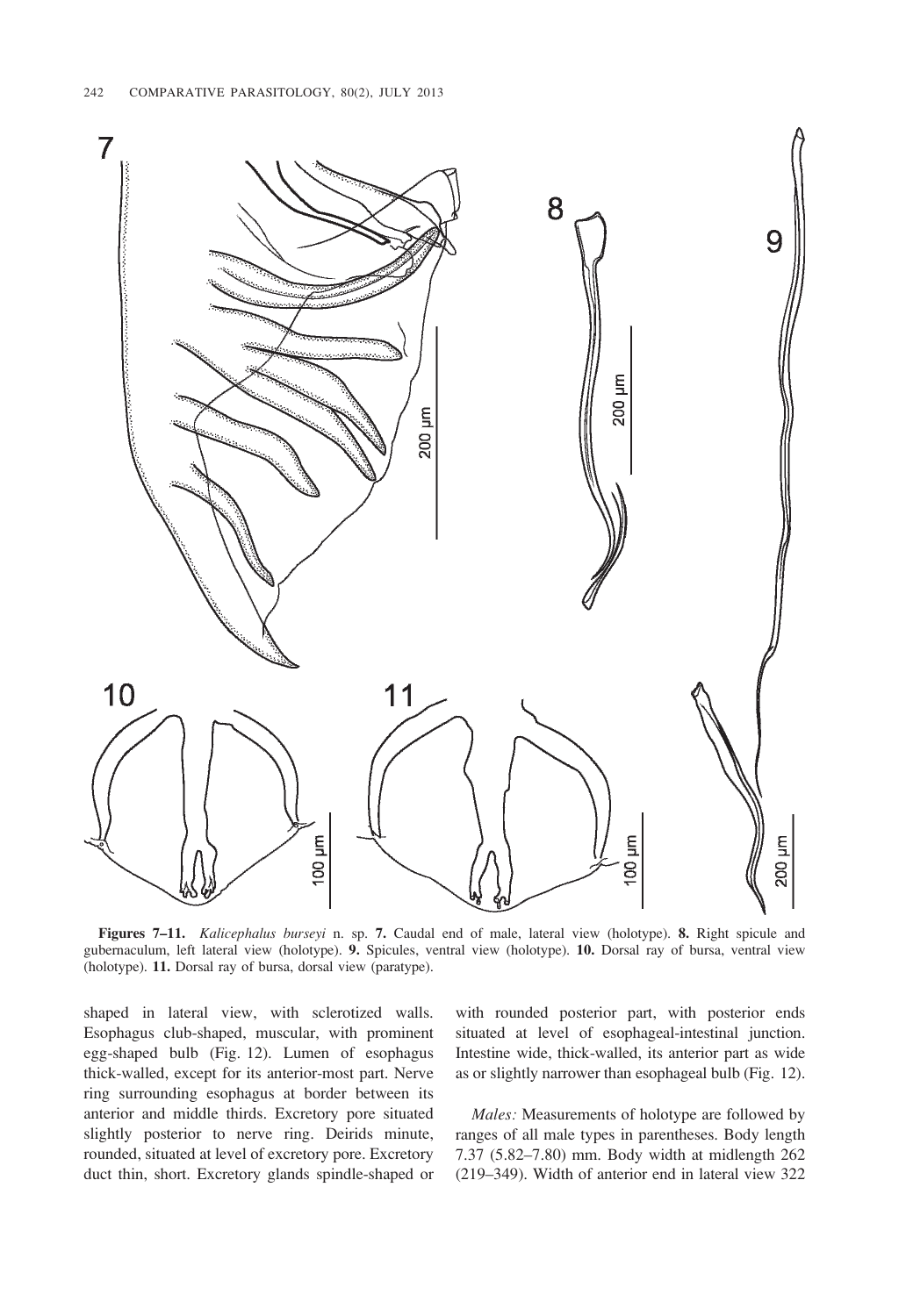**Figures 7–11.** *Kalicephalus burseyi* n. sp. **7.** Caudal end of male, lateral view (holotype). **8.** Right spicule and gubernaculum, left lateral view (holotype). **9.** Spicules, ventral view (holotype). **10.** Dorsal ray of bursa, ventral view (holotype). **11.** Dorsal ray of bursa, dorsal view (paratype).

shaped in lateral view, with sclerotized walls. Esophagus club-shaped, muscular, with prominent egg-shaped bulb (Fig. 12). Lumen of esophagus thick-walled, except for its anterior-most part. Nerve ring surrounding esophagus at border between its anterior and middle thirds. Excretory pore situated slightly posterior to nerve ring. Deirids minute, rounded, situated at level of excretory pore. Excretory duct thin, short. Excretory glands spindle-shaped or with rounded posterior part, with posterior ends situated at level of esophageal-intestinal junction. Intestine wide, thick-walled, its anterior part as wide as or slightly narrower than esophageal bulb (Fig. 12).

*Males:* Measurements of holotype are followed by ranges of all male types in parentheses. Body length 7.37 (5.82–7.80) mm. Body width at midlength 262 (219–349). Width of anterior end in lateral view 322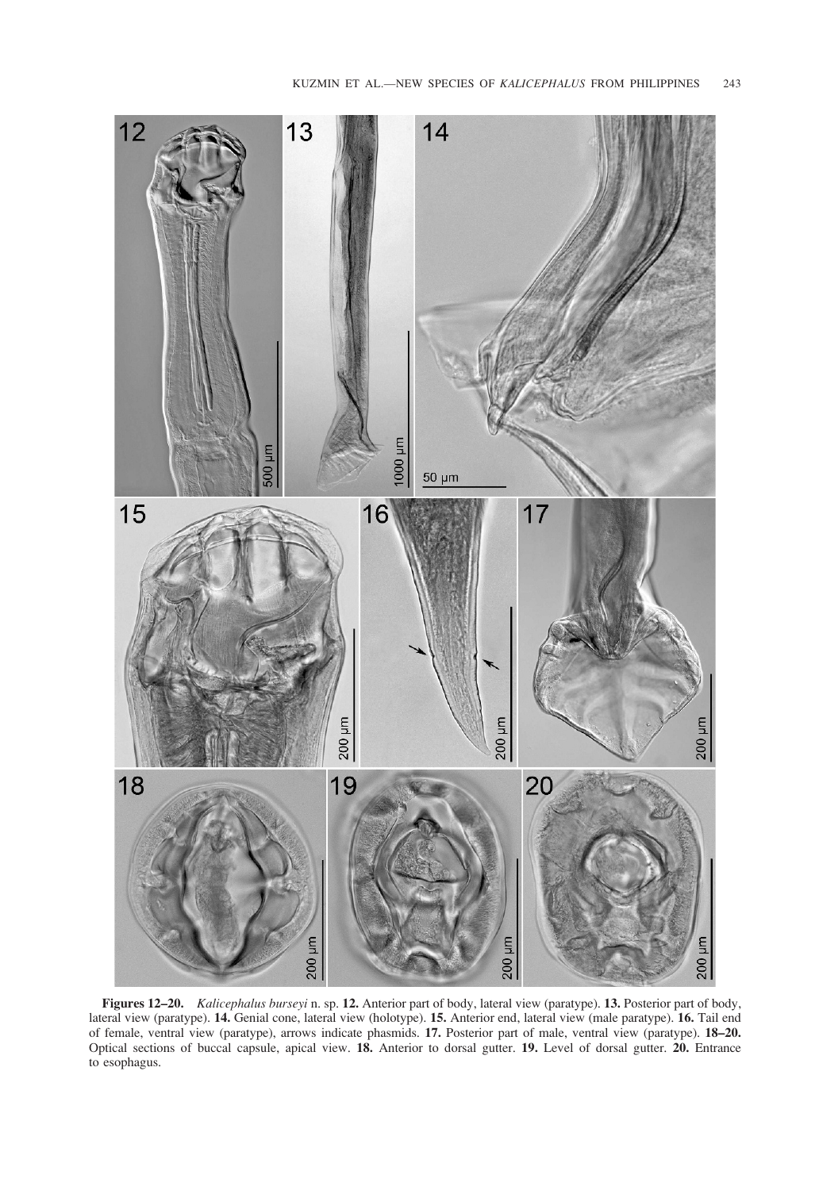**Figures 12–20.** *Kalicephalus burseyi* n. sp. **12.** Anterior part of body, lateral view (paratype). **13.** Posterior part of body, lateral view (paratype). **14.** Genial cone, lateral view (holotype). **15.** Anterior end, lateral view (male paratype). **16.** Tail end of female, ventral view (paratype), arrows indicate phasmids. **17.** Posterior part of male, ventral view (paratype). **18–20.** Optical sections of buccal capsule, apical view. **18.** Anterior to dorsal gutter. **19.** Level of dorsal gutter. **20.** Entrance to esophagus.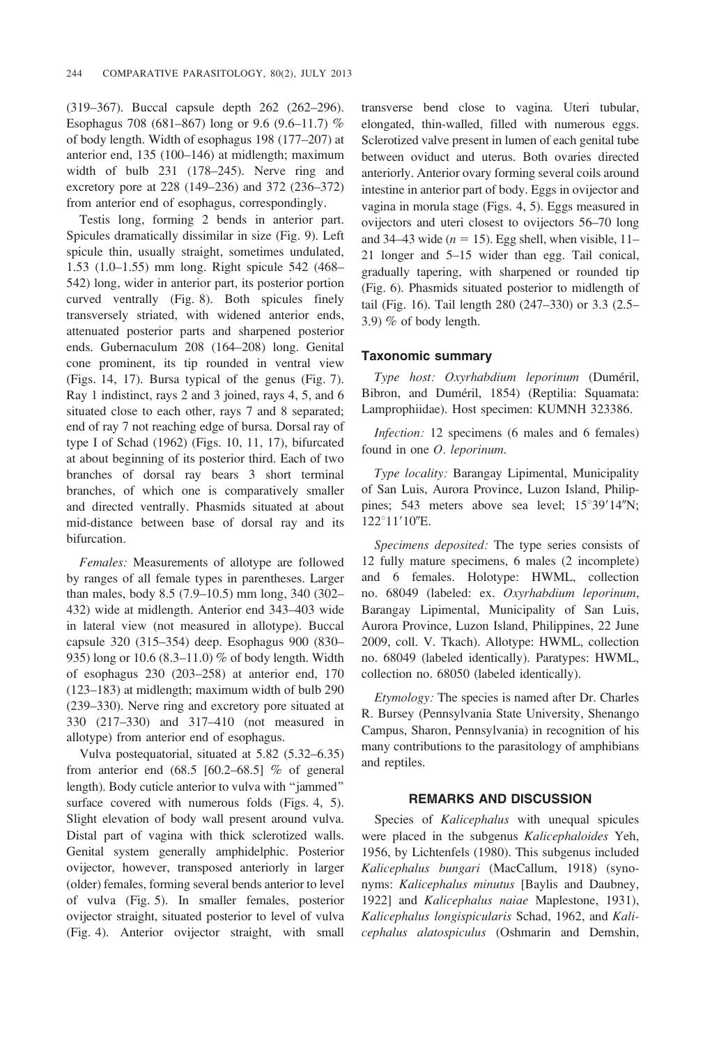(319–367). Buccal capsule depth 262 (262–296). Esophagus 708 (681–867) long or 9.6 (9.6–11.7) % of body length. Width of esophagus 198 (177–207) at anterior end, 135 (100–146) at midlength; maximum width of bulb 231 (178–245). Nerve ring and excretory pore at 228 (149–236) and 372 (236–372) from anterior end of esophagus, correspondingly.

Testis long, forming 2 bends in anterior part. Spicules dramatically dissimilar in size (Fig. 9). Left spicule thin, usually straight, sometimes undulated, 1.53 (1.0–1.55) mm long. Right spicule 542 (468–542) long, wider in anterior part, its posterior portion curved ventrally (Fig. 8). Both spicules finely transversely striated, with widened anterior ends, attenuated posterior parts and sharpened posterior ends. Gubernaculum 208 (164–208) long. Genital cone prominent, its tip rounded in ventral view (Figs. 14, 17). Bursa typical of the genus (Fig. 7). Ray 1 indistinct, rays 2 and 3 joined, rays 4, 5, and 6 situated close to each other, rays 7 and 8 separated; end of ray 7 not reaching edge of bursa. Dorsal ray of type I of Schad (1962) (Figs. 10, 11, 17), bifurcated at about beginning of its posterior third. Each of two branches of dorsal ray bears 3 short terminal branches, of which one is comparatively smaller and directed ventrally. Phasmids situated at about mid-distance between base of dorsal ray and its bifurcation.

*Females:* Measurements of allotype are followed by ranges of all female types in parentheses. Larger than males, body 8.5 (7.9–10.5) mm long, 340 (302–432) wide at midlength. Anterior end 343–403 wide in lateral view (not measured in allotype). Buccal capsule 320 (315–354) deep. Esophagus 900 (830–935) long or 10.6 (8.3–11.0) % of body length. Width of esophagus 230 (203–258) at anterior end, 170 (123–183) at midlength; maximum width of bulb 290 (239–330). Nerve ring and excretory pore situated at 330 (217–330) and 317–410 (not measured in allotype) from anterior end of esophagus.

Vulva postequatorial, situated at 5.82 (5.32–6.35) from anterior end (68.5 [60.2–68.5] % of general length). Body cuticle anterior to vulva with "jammed" surface covered with numerous folds (Figs. 4, 5). Slight elevation of body wall present around vulva. Distal part of vagina with thick sclerotized walls. Genital system generally amphidelphic. Posterior ovijector, however, transposed anteriorly in larger (older) females, forming several bends anterior to level of vulva (Fig. 5). In smaller females, posterior ovijector straight, situated posterior to level of vulva (Fig. 4). Anterior ovijector straight, with small transverse bend close to vagina. Uteri tubular, elongated, thin-walled, filled with numerous eggs. Sclerotized valve present in lumen of each genital tube between oviduct and uterus. Both ovaries directed anteriorly. Anterior ovary forming several coils around intestine in anterior part of body. Eggs in ovijector and vagina in morula stage (Figs. 4, 5). Eggs measured in ovijectors and uteri closest to ovijectors 56–70 long and 34–43 wide ($n = 15$). Egg shell, when visible, 11–21 longer and 5–15 wider than egg. Tail conical, gradually tapering, with sharpened or rounded tip (Fig. 6). Phasmids situated posterior to midlength of tail (Fig. 16). Tail length 280 (247–330) or 3.3 (2.5–3.9) % of body length.

### Taxonomic summary

*Type host: Oxyrhabdium leporinum* (Duméril, Bibron, and Duméril, 1854) (Reptilia: Squamata: Lamprophiidae). Host specimen: KUMNH 323386.

*Infection:* 12 specimens (6 males and 6 females) found in one *O. leporinum*.

*Type locality:* Barangay Lipimental, Municipality of San Luis, Aurora Province, Luzon Island, Philippines; 543 meters above sea level; 15°39′14″N; 122°11′10″E.

*Specimens deposited:* The type series consists of 12 fully mature specimens, 6 males (2 incomplete) and 6 females. Holotype: HWML, collection no. 68049 (labeled: ex. *Oxyrhabdium leporinum*, Barangay Lipimental, Municipality of San Luis, Aurora Province, Luzon Island, Philippines, 22 June 2009, coll. V. Tkach). Allotype: HWML, collection no. 68049 (labeled identically). Paratypes: HWML, collection no. 68050 (labeled identically).

*Etymology:* The species is named after Dr. Charles R. Bursey (Pennsylvania State University, Shenango Campus, Sharon, Pennsylvania) in recognition of his many contributions to the parasitology of amphibians and reptiles.

## REMARKS AND DISCUSSION

Species of *Kalicephalus* with unequal spicules were placed in the subgenus *Kalicephaloides* Yeh, 1956, by Lichtenfels (1980). This subgenus included *Kalicephalus bungari* (MacCallum, 1918) (synonyms: *Kalicephalus minutus* [Baylis and Daubney, 1922] and *Kalicephalus naiae* Maplestone, 1931), *Kalicephalus longispicularis* Schad, 1962, and *Kalicephalus alatospiculus* (Oshmarin and Demshin,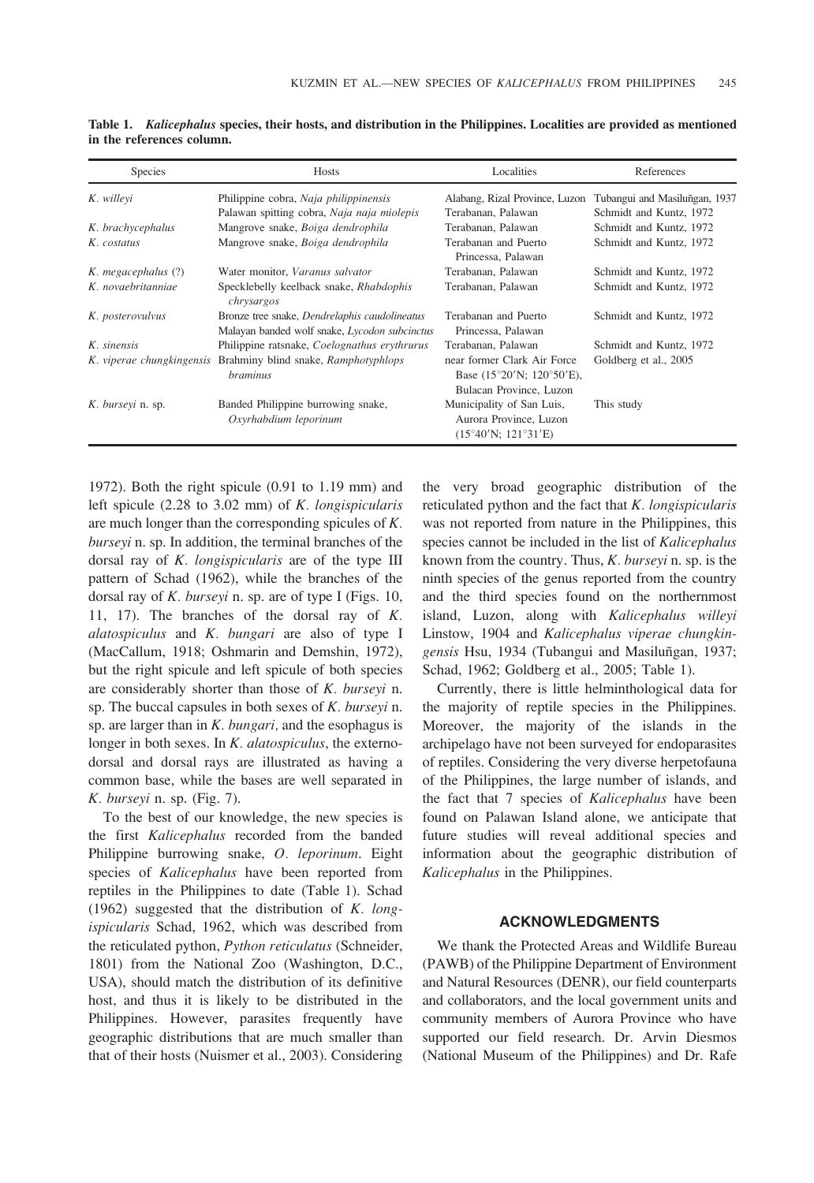**Table 1.** ***Kalicephalus*** **species, their hosts, and distribution in the Philippines. Localities are provided as mentioned in the references column.**

| Species | Hosts | Localities | References |
|---|---|---|---|
| *K. willeyi* | Philippine cobra, *Naja philippinensis* | Alabang, Rizal Province, Luzon | Tubangui and Masiluñgan, 1937 |
| | Palawan spitting cobra, *Naja naja miolepis* | Terabanan, Palawan | Schmidt and Kuntz, 1972 |
| *K. brachycephalus* | Mangrove snake, *Boiga dendrophila* | Terabanan, Palawan | Schmidt and Kuntz, 1972 |
| *K. costatus* | Mangrove snake, *Boiga dendrophila* | Terabanan and Puerto Princessa, Palawan | Schmidt and Kuntz, 1972 |
| *K. megacephalus* (?) | Water monitor, *Varanus salvator* | Terabanan, Palawan | Schmidt and Kuntz, 1972 |
| *K. novaebritanniae* | Specklebelly keelback snake, *Rhabdophis chrysargos* | Terabanan, Palawan | Schmidt and Kuntz, 1972 |
| *K. posterovulvus* | Bronze tree snake, *Dendrelaphis caudolineatus* Malayan banded wolf snake, *Lycodon subcinctus* | Terabanan and Puerto Princessa, Palawan | Schmidt and Kuntz, 1972 |
| *K. sinensis* | Philippine ratsnake, *Coelognathus erythrurus* | Terabanan, Palawan | Schmidt and Kuntz, 1972 |
| *K. viperae chungkingensis* | Brahminy blind snake, *Ramphotyphlops braminus* | near former Clark Air Force Base (15°20′N; 120°50′E), Bulacan Province, Luzon | Goldberg et al., 2005 |
| *K. burseyi* n. sp. | Banded Philippine burrowing snake, *Oxyrhabdium leporinum* | Municipality of San Luis, Aurora Province, Luzon (15°40′N; 121°31′E) | This study |

1972). Both the right spicule (0.91 to 1.19 mm) and left spicule (2.28 to 3.02 mm) of *K. longispicularis* are much longer than the corresponding spicules of *K. burseyi* n. sp. In addition, the terminal branches of the dorsal ray of *K. longispicularis* are of the type III pattern of Schad (1962), while the branches of the dorsal ray of *K. burseyi* n. sp. are of type I (Figs. 10, 11, 17). The branches of the dorsal ray of *K. alatospiculus* and *K. bungari* are also of type I (MacCallum, 1918; Oshmarin and Demshin, 1972), but the right spicule and left spicule of both species are considerably shorter than those of *K. burseyi* n. sp. The buccal capsules in both sexes of *K. burseyi* n. sp. are larger than in *K. bungari,* and the esophagus is longer in both sexes. In *K. alatospiculus*, the externodorsal and dorsal rays are illustrated as having a common base, while the bases are well separated in *K. burseyi* n. sp. (Fig. 7).

To the best of our knowledge, the new species is the first *Kalicephalus* recorded from the banded Philippine burrowing snake, *O. leporinum*. Eight species of *Kalicephalus* have been reported from reptiles in the Philippines to date (Table 1). Schad (1962) suggested that the distribution of *K. longispicularis* Schad, 1962, which was described from the reticulated python, *Python reticulatus* (Schneider, 1801) from the National Zoo (Washington, D.C., USA), should match the distribution of its definitive host, and thus it is likely to be distributed in the Philippines. However, parasites frequently have geographic distributions that are much smaller than that of their hosts (Nuismer et al., 2003). Considering the very broad geographic distribution of the reticulated python and the fact that *K. longispicularis* was not reported from nature in the Philippines, this species cannot be included in the list of *Kalicephalus* known from the country. Thus, *K. burseyi* n. sp. is the ninth species of the genus reported from the country and the third species found on the northernmost island, Luzon, along with *Kalicephalus willeyi* Linstow, 1904 and *Kalicephalus viperae chungkingensis* Hsu, 1934 (Tubangui and Masiluñgan, 1937; Schad, 1962; Goldberg et al., 2005; Table 1).

Currently, there is little helminthological data for the majority of reptile species in the Philippines. Moreover, the majority of the islands in the archipelago have not been surveyed for endoparasites of reptiles. Considering the very diverse herpetofauna of the Philippines, the large number of islands, and the fact that 7 species of *Kalicephalus* have been found on Palawan Island alone, we anticipate that future studies will reveal additional species and information about the geographic distribution of *Kalicephalus* in the Philippines.

## ACKNOWLEDGMENTS

We thank the Protected Areas and Wildlife Bureau (PAWB) of the Philippine Department of Environment and Natural Resources (DENR), our field counterparts and collaborators, and the local government units and community members of Aurora Province who have supported our field research. Dr. Arvin Diesmos (National Museum of the Philippines) and Dr. Rafe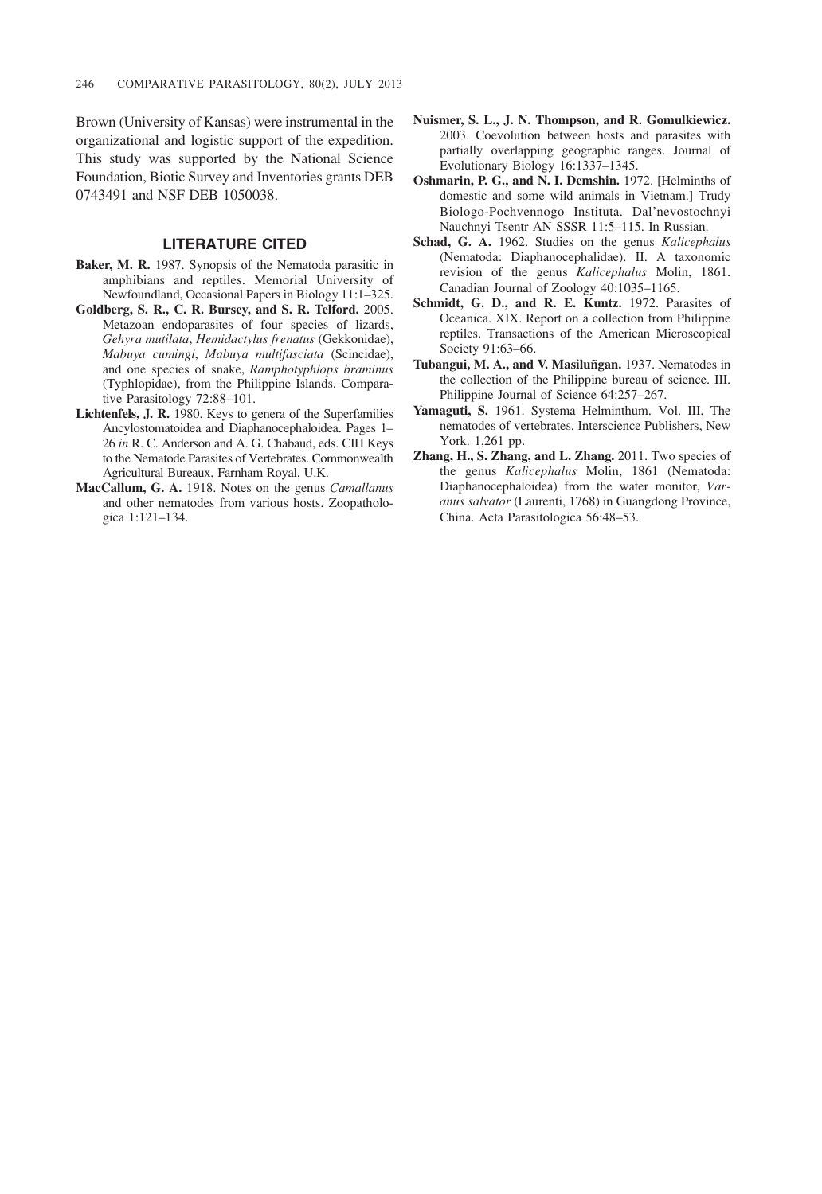Brown (University of Kansas) were instrumental in the organizational and logistic support of the expedition. This study was supported by the National Science Foundation, Biotic Survey and Inventories grants DEB 0743491 and NSF DEB 1050038.

## LITERATURE CITED

**Baker, M. R.** 1987. Synopsis of the Nematoda parasitic in amphibians and reptiles. Memorial University of Newfoundland, Occasional Papers in Biology 11:1–325.

**Goldberg, S. R., C. R. Bursey, and S. R. Telford.** 2005. Metazoan endoparasites of four species of lizards, *Gehyra mutilata*, *Hemidactylus frenatus* (Gekkonidae), *Mabuya cumingi*, *Mabuya multifasciata* (Scincidae), and one species of snake, *Ramphotyphlops braminus* (Typhlopidae), from the Philippine Islands. Comparative Parasitology 72:88–101.

**Lichtenfels, J. R.** 1980. Keys to genera of the Superfamilies Ancylostomatoidea and Diaphanocephaloidea. Pages 1–26 *in* R. C. Anderson and A. G. Chabaud, eds. CIH Keys to the Nematode Parasites of Vertebrates. Commonwealth Agricultural Bureaux, Farnham Royal, U.K.

**MacCallum, G. A.** 1918. Notes on the genus *Camallanus* and other nematodes from various hosts. Zoopathologica 1:121–134.

**Nuismer, S. L., J. N. Thompson, and R. Gomulkiewicz.** 2003. Coevolution between hosts and parasites with partially overlapping geographic ranges. Journal of Evolutionary Biology 16:1337–1345.

**Oshmarin, P. G., and N. I. Demshin.** 1972. [Helminths of domestic and some wild animals in Vietnam.] Trudy Biologo-Pochvennogo Instituta. Dal'nevostochnyi Nauchnyi Tsentr AN SSSR 11:5–115. In Russian.

**Schad, G. A.** 1962. Studies on the genus *Kalicephalus* (Nematoda: Diaphanocephalidae). II. A taxonomic revision of the genus *Kalicephalus* Molin, 1861. Canadian Journal of Zoology 40:1035–1165.

**Schmidt, G. D., and R. E. Kuntz.** 1972. Parasites of Oceanica. XIX. Report on a collection from Philippine reptiles. Transactions of the American Microscopical Society 91:63–66.

**Tubangui, M. A., and V. Masiluñgan.** 1937. Nematodes in the collection of the Philippine bureau of science. III. Philippine Journal of Science 64:257–267.

**Yamaguti, S.** 1961. Systema Helminthum. Vol. III. The nematodes of vertebrates. Interscience Publishers, New York. 1,261 pp.

**Zhang, H., S. Zhang, and L. Zhang.** 2011. Two species of the genus *Kalicephalus* Molin, 1861 (Nematoda: Diaphanocephaloidea) from the water monitor, *Varanus salvator* (Laurenti, 1768) in Guangdong Province, China. Acta Parasitologica 56:48–53.